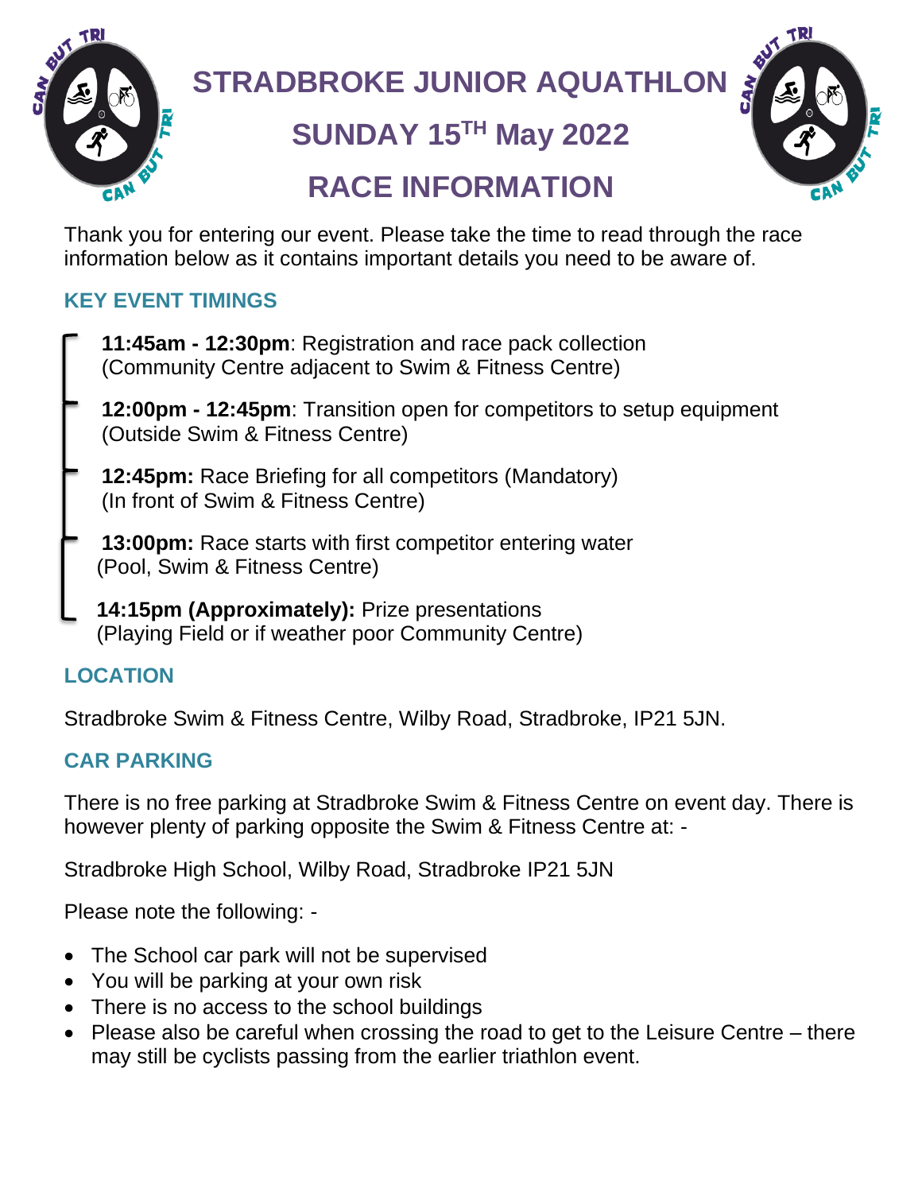# STRADBROKE JUNIOR AQUATHLON

## SUNDAY 15TH May 2022

## RACE INFORMATION

Thank you for entering our event. Please take the time to read through the race information below as it contains important details you need to be aware of.

### KEY EVENT TIMINGS

**11:45am - 12:30pm**: Registration and race pack collection
(Community Centre adjacent to Swim & Fitness Centre)

**12:00pm - 12:45pm**: Transition open for competitors to setup equipment
(Outside Swim & Fitness Centre)

**12:45pm:** Race Briefing for all competitors (Mandatory)
(In front of Swim & Fitness Centre)

**13:00pm:** Race starts with first competitor entering water
(Pool, Swim & Fitness Centre)

**14:15pm (Approximately):** Prize presentations
(Playing Field or if weather poor Community Centre)

### LOCATION

Stradbroke Swim & Fitness Centre, Wilby Road, Stradbroke, IP21 5JN.

### CAR PARKING

There is no free parking at Stradbroke Swim & Fitness Centre on event day. There is however plenty of parking opposite the Swim & Fitness Centre at: -

Stradbroke High School, Wilby Road, Stradbroke IP21 5JN

Please note the following: -

- The School car park will not be supervised
- You will be parking at your own risk
- There is no access to the school buildings
- Please also be careful when crossing the road to get to the Leisure Centre – there may still be cyclists passing from the earlier triathlon event.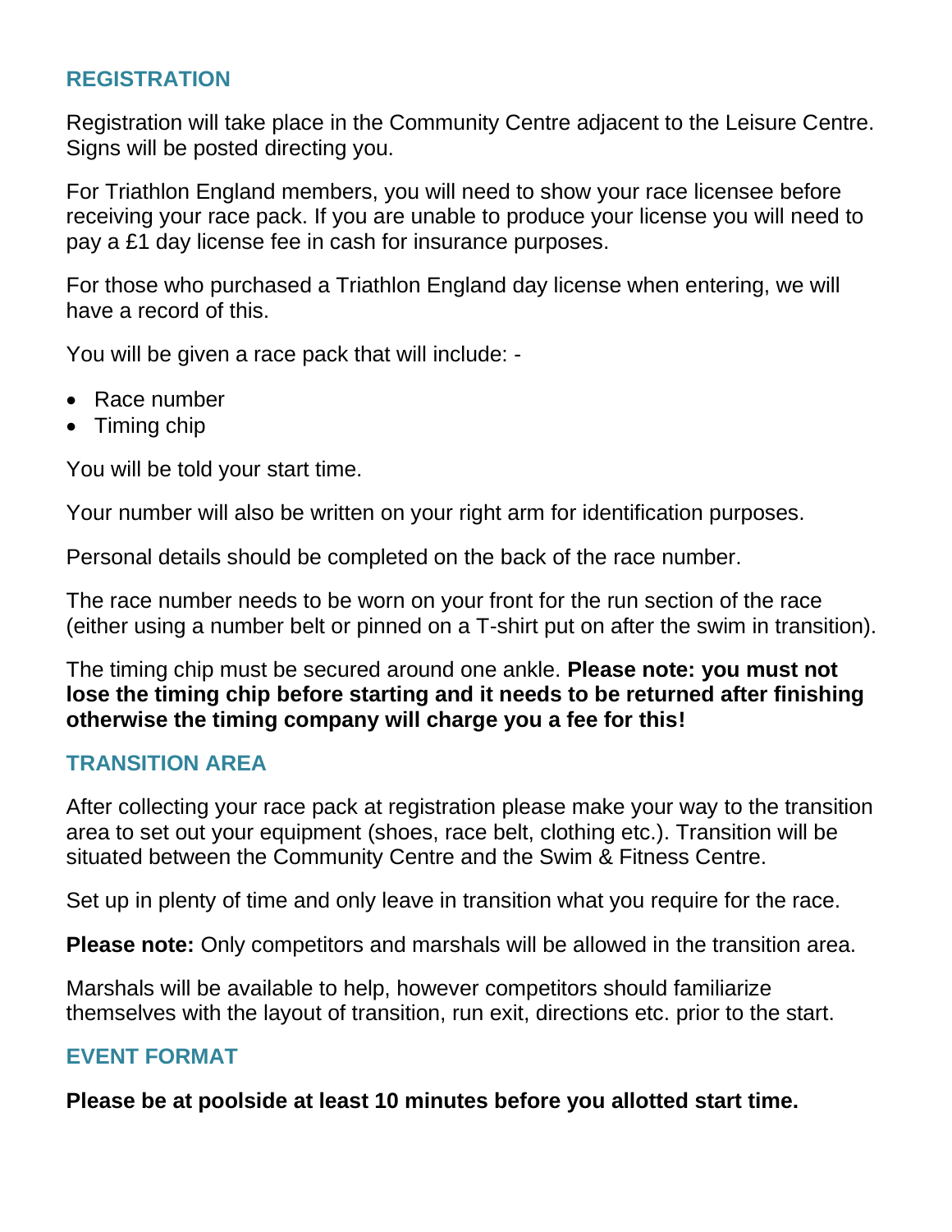## REGISTRATION

Registration will take place in the Community Centre adjacent to the Leisure Centre. Signs will be posted directing you.

For Triathlon England members, you will need to show your race licensee before receiving your race pack. If you are unable to produce your license you will need to pay a £1 day license fee in cash for insurance purposes.

For those who purchased a Triathlon England day license when entering, we will have a record of this.

You will be given a race pack that will include: -

- Race number
- Timing chip

You will be told your start time.

Your number will also be written on your right arm for identification purposes.

Personal details should be completed on the back of the race number.

The race number needs to be worn on your front for the run section of the race (either using a number belt or pinned on a T-shirt put on after the swim in transition).

The timing chip must be secured around one ankle. **Please note: you must not lose the timing chip before starting and it needs to be returned after finishing otherwise the timing company will charge you a fee for this!**

## TRANSITION AREA

After collecting your race pack at registration please make your way to the transition area to set out your equipment (shoes, race belt, clothing etc.). Transition will be situated between the Community Centre and the Swim & Fitness Centre.

Set up in plenty of time and only leave in transition what you require for the race.

**Please note:** Only competitors and marshals will be allowed in the transition area.

Marshals will be available to help, however competitors should familiarize themselves with the layout of transition, run exit, directions etc. prior to the start.

## EVENT FORMAT

**Please be at poolside at least 10 minutes before you allotted start time.**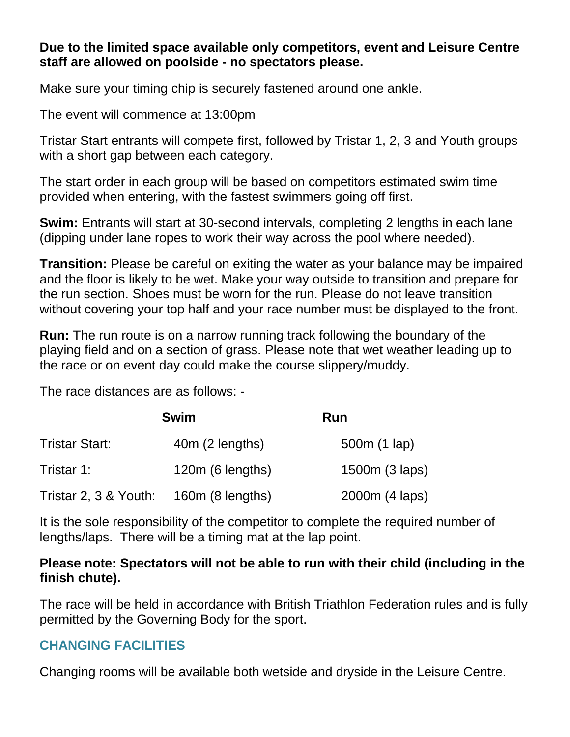**Due to the limited space available only competitors, event and Leisure Centre staff are allowed on poolside - no spectators please.**

Make sure your timing chip is securely fastened around one ankle.

The event will commence at 13:00pm

Tristar Start entrants will compete first, followed by Tristar 1, 2, 3 and Youth groups with a short gap between each category.

The start order in each group will be based on competitors estimated swim time provided when entering, with the fastest swimmers going off first.

**Swim:** Entrants will start at 30-second intervals, completing 2 lengths in each lane (dipping under lane ropes to work their way across the pool where needed).

**Transition:** Please be careful on exiting the water as your balance may be impaired and the floor is likely to be wet. Make your way outside to transition and prepare for the run section. Shoes must be worn for the run. Please do not leave transition without covering your top half and your race number must be displayed to the front.

**Run:** The run route is on a narrow running track following the boundary of the playing field and on a section of grass. Please note that wet weather leading up to the race or on event day could make the course slippery/muddy.

The race distances are as follows: -

| | **Swim** | **Run** |
|---|---|---|
| Tristar Start: | 40m (2 lengths) | 500m (1 lap) |
| Tristar 1: | 120m (6 lengths) | 1500m (3 laps) |
| Tristar 2, 3 & Youth: | 160m (8 lengths) | 2000m (4 laps) |

It is the sole responsibility of the competitor to complete the required number of lengths/laps. There will be a timing mat at the lap point.

**Please note: Spectators will not be able to run with their child (including in the finish chute).**

The race will be held in accordance with British Triathlon Federation rules and is fully permitted by the Governing Body for the sport.

## CHANGING FACILITIES

Changing rooms will be available both wetside and dryside in the Leisure Centre.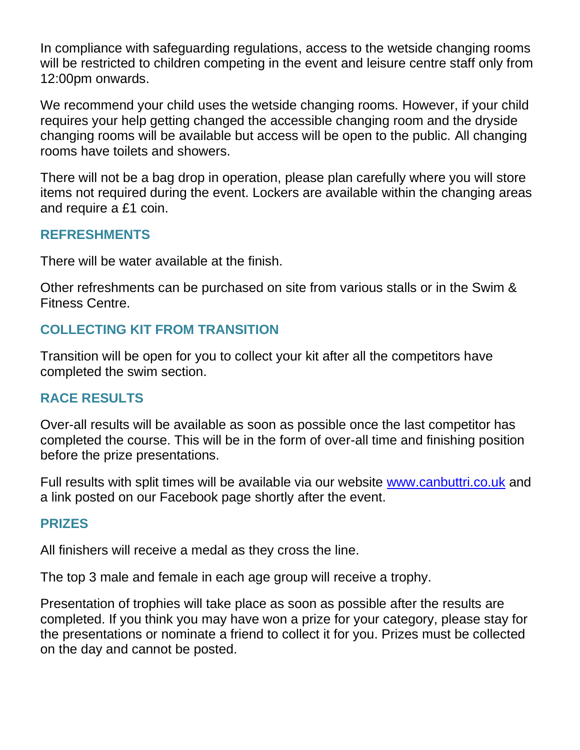In compliance with safeguarding regulations, access to the wetside changing rooms will be restricted to children competing in the event and leisure centre staff only from 12:00pm onwards.

We recommend your child uses the wetside changing rooms. However, if your child requires your help getting changed the accessible changing room and the dryside changing rooms will be available but access will be open to the public. All changing rooms have toilets and showers.

There will not be a bag drop in operation, please plan carefully where you will store items not required during the event. Lockers are available within the changing areas and require a £1 coin.

## REFRESHMENTS

There will be water available at the finish.

Other refreshments can be purchased on site from various stalls or in the Swim & Fitness Centre.

## COLLECTING KIT FROM TRANSITION

Transition will be open for you to collect your kit after all the competitors have completed the swim section.

## RACE RESULTS

Over-all results will be available as soon as possible once the last competitor has completed the course. This will be in the form of over-all time and finishing position before the prize presentations.

Full results with split times will be available via our website [www.canbuttri.co.uk](http://www.canbuttri.co.uk) and a link posted on our Facebook page shortly after the event.

## PRIZES

All finishers will receive a medal as they cross the line.

The top 3 male and female in each age group will receive a trophy.

Presentation of trophies will take place as soon as possible after the results are completed. If you think you may have won a prize for your category, please stay for the presentations or nominate a friend to collect it for you. Prizes must be collected on the day and cannot be posted.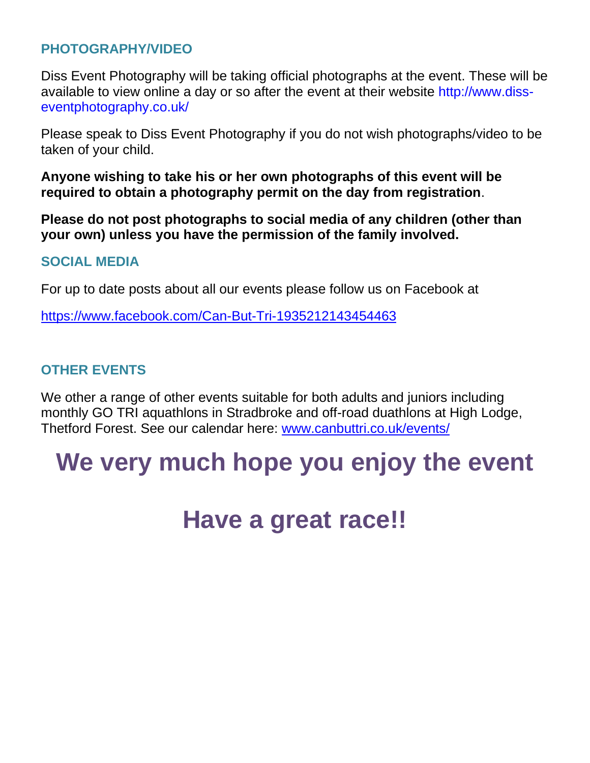## PHOTOGRAPHY/VIDEO

Diss Event Photography will be taking official photographs at the event. These will be available to view online a day or so after the event at their website http://www.diss-eventphotography.co.uk/

Please speak to Diss Event Photography if you do not wish photographs/video to be taken of your child.

**Anyone wishing to take his or her own photographs of this event will be required to obtain a photography permit on the day from registration**.

**Please do not post photographs to social media of any children (other than your own) unless you have the permission of the family involved.**

## SOCIAL MEDIA

For up to date posts about all our events please follow us on Facebook at

https://www.facebook.com/Can-But-Tri-1935212143454463

## OTHER EVENTS

We other a range of other events suitable for both adults and juniors including monthly GO TRI aquathlons in Stradbroke and off-road duathlons at High Lodge, Thetford Forest. See our calendar here: www.canbuttri.co.uk/events/

# We very much hope you enjoy the event

# Have a great race!!